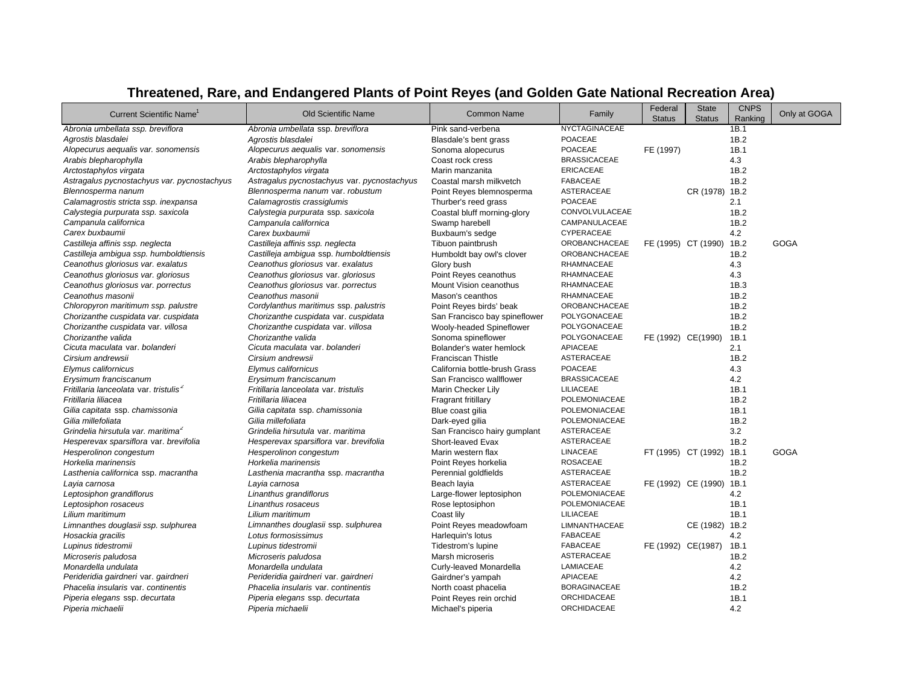# Threatened, Rare, and Endangered Plants of Point Reyes (and Golden Gate National Recreation Area)

| Current Scientific Name[1] | Old Scientific Name | Common Name | Family | Federal Status | State Status | CNPS Ranking | Only at GOGA |
|---|---|---|---|---|---|---|---|
| *Abronia umbellata ssp. breviflora* | *Abronia umbellata* ssp. *breviflora* | Pink sand-verbena | NYCTAGINACEAE | | | 1B.1 | |
| *Agrostis blasdalei* | *Agrostis blasdalei* | Blasdale's bent grass | POACEAE | | | 1B.2 | |
| *Alopecurus aequalis var. sonomensis* | *Alopecurus aequalis* var. *sonomensis* | Sonoma alopecurus | POACEAE | FE (1997) | | 1B.1 | |
| *Arabis blepharophylla* | *Arabis blepharophylla* | Coast rock cress | BRASSICACEAE | | | 4.3 | |
| *Arctostaphylos virgata* | *Arctostaphylos virgata* | Marin manzanita | ERICACEAE | | | 1B.2 | |
| *Astragalus pycnostachyus var. pycnostachyus* | *Astragalus pycnostachyus* var. *pycnostachyus* | Coastal marsh milkvetch | FABACEAE | | | 1B.2 | |
| *Blennosperma nanum* | *Blennosperma nanum* var. *robustum* | Point Reyes blemnosperma | ASTERACEAE | | CR (1978) | 1B.2 | |
| *Calamagrostis stricta ssp. inexpansa* | *Calamagrostis crassiglumis* | Thurber's reed grass | POACEAE | | | 2.1 | |
| *Calystegia purpurata ssp. saxicola* | *Calystegia purpurata* ssp. *saxicola* | Coastal bluff morning-glory | CONVOLVULACEAE | | | 1B.2 | |
| *Campanula californica* | *Campanula californica* | Swamp harebell | CAMPANULACEAE | | | 1B.2 | |
| *Carex buxbaumii* | *Carex buxbaumii* | Buxbaum's sedge | CYPERACEAE | | | 4.2 | |
| *Castilleja affinis ssp. neglecta* | *Castilleja affinis* ssp. *neglecta* | Tibuon paintbrush | OROBANCHACEAE | FE (1995) | CT (1990) | 1B.2 | GOGA |
| *Castilleja ambigua ssp. humboldtiensis* | *Castilleja ambigua* ssp. *humboldtiensis* | Humboldt bay owl's clover | OROBANCHACEAE | | | 1B.2 | |
| *Ceanothus gloriosus var. exalatus* | *Ceanothus gloriosus* var. *exalatus* | Glory bush | RHAMNACEAE | | | 4.3 | |
| *Ceanothus gloriosus var. gloriosus* | *Ceanothus gloriosus* var. *gloriosus* | Point Reyes ceanothus | RHAMNACEAE | | | 4.3 | |
| *Ceanothus gloriosus var. porrectus* | *Ceanothus gloriosus* var. *porrectus* | Mount Vision ceanothus | RHAMNACEAE | | | 1B.3 | |
| *Ceanothus masonii* | *Ceanothus masonii* | Mason's ceanthos | RHAMNACEAE | | | 1B.2 | |
| *Chloropyron maritimum ssp. palustre* | *Cordylanthus maritimus* ssp. *palustris* | Point Reyes birds' beak | OROBANCHACEAE | | | 1B.2 | |
| *Chorizanthe cuspidata var. cuspidata* | *Chorizanthe cuspidata* var. *cuspidata* | San Francisco bay spineflower | POLYGONACEAE | | | 1B.2 | |
| *Chorizanthe cuspidata* var. *villosa* | *Chorizanthe cuspidata* var. *villosa* | Wooly-headed Spineflower | POLYGONACEAE | | | 1B.2 | |
| *Chorizanthe valida* | *Chorizanthe valida* | Sonoma spineflower | POLYGONACEAE | FE (1992) | CE(1990) | 1B.1 | |
| *Cicuta maculata* var. *bolanderi* | *Cicuta maculata* var. *bolanderi* | Bolander's water hemlock | APIACEAE | | | 2.1 | |
| *Cirsium andrewsii* | *Cirsium andrewsii* | Franciscan Thistle | ASTERACEAE | | | 1B.2 | |
| *Elymus californicus* | *Elymus californicus* | California bottle-brush Grass | POACEAE | | | 4.3 | |
| *Erysimum franciscanum* | *Erysimum franciscanum* | San Francisco wallflower | BRASSICACEAE | | | 4.2 | |
| *Fritillaria lanceolata* var. *tristulis*[2] | *Fritillaria lanceolata* var. *tristulis* | Marin Checker Lily | LILIACEAE | | | 1B.1 | |
| *Fritillaria liliacea* | *Fritillaria liliacea* | Fragrant fritillary | POLEMONIACEAE | | | 1B.2 | |
| *Gilia capitata* ssp. *chamissonia* | *Gilia capitata* ssp. *chamissonia* | Blue coast gilia | POLEMONIACEAE | | | 1B.1 | |
| *Gilia millefoliata* | *Gilia millefoliata* | Dark-eyed gilia | POLEMONIACEAE | | | 1B.2 | |
| *Grindelia hirsutula var. maritima*[2] | *Grindelia hirsutula* var. *maritima* | San Francisco hairy gumplant | ASTERACEAE | | | 3.2 | |
| *Hesperevax sparsiflora* var. *brevifolia* | *Hesperevax sparsiflora* var. *brevifolia* | Short-leaved Evax | ASTERACEAE | | | 1B.2 | |
| *Hesperolinon congestum* | *Hesperolinon congestum* | Marin western flax | LINACEAE | FT (1995) | CT (1992) | 1B.1 | GOGA |
| *Horkelia marinensis* | *Horkelia marinensis* | Point Reyes horkelia | ROSACEAE | | | 1B.2 | |
| *Lasthenia californica* ssp. *macrantha* | *Lasthenia macrantha* ssp. *macrantha* | Perennial goldfields | ASTERACEAE | | | 1B.2 | |
| *Layia carnosa* | *Layia carnosa* | Beach layia | ASTERACEAE | FE (1992) | CE (1990) | 1B.1 | |
| *Leptosiphon grandiflorus* | *Linanthus grandiflorus* | Large-flower leptosiphon | POLEMONIACEAE | | | 4.2 | |
| *Leptosiphon rosaceus* | *Linanthus rosaceus* | Rose leptosiphon | POLEMONIACEAE | | | 1B.1 | |
| *Lilium maritimum* | *Lilium maritimum* | Coast lily | LILIACEAE | | | 1B.1 | |
| *Limnanthes douglasii ssp. sulphurea* | *Limnanthes douglasii* ssp. *sulphurea* | Point Reyes meadowfoam | LIMNANTHACEAE | | CE (1982) | 1B.2 | |
| *Hosackia gracilis* | *Lotus formosissimus* | Harlequin's lotus | FABACEAE | | | 4.2 | |
| *Lupinus tidestromii* | *Lupinus tidestromii* | Tidestrom's lupine | FABACEAE | FE (1992) | CE(1987) | 1B.1 | |
| *Microseris paludosa* | *Microseris paludosa* | Marsh microseris | ASTERACEAE | | | 1B.2 | |
| *Monardella undulata* | *Monardella undulata* | Curly-leaved Monardella | LAMIACEAE | | | 4.2 | |
| *Perideridia gairdneri* var. *gairdneri* | *Perideridia gairdneri* var. *gairdneri* | Gairdner's yampah | APIACEAE | | | 4.2 | |
| *Phacelia insularis* var. *continentis* | *Phacelia insularis* var. *continentis* | North coast phacelia | BORAGINACEAE | | | 1B.2 | |
| *Piperia elegans* ssp. *decurtata* | *Piperia elegans* ssp. *decurtata* | Point Reyes rein orchid | ORCHIDACEAE | | | 1B.1 | |
| *Piperia michaelii* | *Piperia michaelii* | Michael's piperia | ORCHIDACEAE | | | 4.2 | |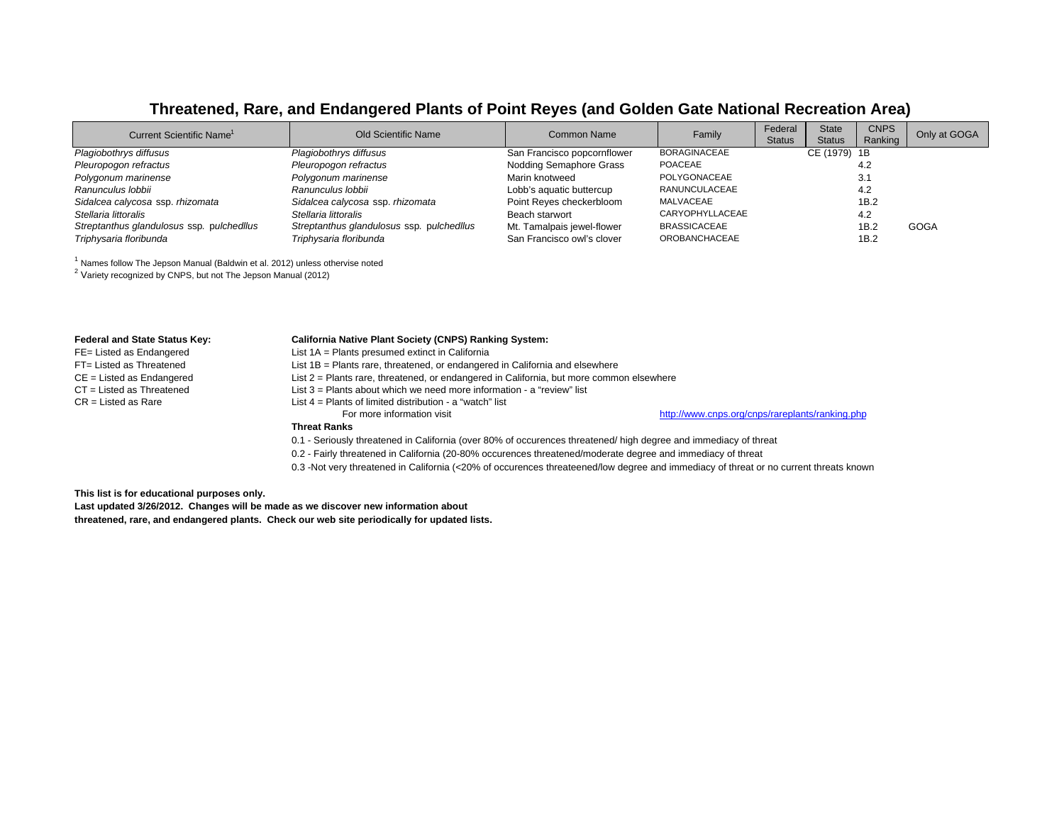# Threatened, Rare, and Endangered Plants of Point Reyes (and Golden Gate National Recreation Area)

| Current Scientific Name[1] | Old Scientific Name | Common Name | Family | Federal Status | State Status | CNPS Ranking | Only at GOGA |
|---|---|---|---|---|---|---|---|
| *Plagiobothrys diffusus* | *Plagiobothrys diffusus* | San Francisco popcornflower | BORAGINACEAE | | CE (1979) | 1B | |
| *Pleuropogon refractus* | *Pleuropogon refractus* | Nodding Semaphore Grass | POACEAE | | | 4.2 | |
| *Polygonum marinense* | *Polygonum marinense* | Marin knotweed | POLYGONACEAE | | | 3.1 | |
| *Ranunculus lobbii* | *Ranunculus lobbii* | Lobb's aquatic buttercup | RANUNCULACEAE | | | 4.2 | |
| *Sidalcea calycosa* ssp. *rhizomata* | *Sidalcea calycosa* ssp. *rhizomata* | Point Reyes checkerbloom | MALVACEAE | | | 1B.2 | |
| *Stellaria littoralis* | *Stellaria littoralis* | Beach starwort | CARYOPHYLLACEAE | | | 4.2 | |
| *Streptanthus glandulosus* ssp. *pulchedllus* | *Streptanthus glandulosus* ssp. *pulchedllus* | Mt. Tamalpais jewel-flower | BRASSICACEAE | | | 1B.2 | GOGA |
| *Triphysaria floribunda* | *Triphysaria floribunda* | San Francisco owl's clover | OROBANCHACEAE | | | 1B.2 | |

[1] Names follow The Jepson Manual (Baldwin et al. 2012) unless othervise noted
[2] Variety recognized by CNPS, but not The Jepson Manual (2012)

**Federal and State Status Key:**
FE= Listed as Endangered
FT= Listed as Threatened
CE = Listed as Endangered
CT = Listed as Threatened
CR = Listed as Rare

**California Native Plant Society (CNPS) Ranking System:**
List 1A = Plants presumed extinct in California
List 1B = Plants rare, threatened, or endangered in California and elsewhere
List 2 = Plants rare, threatened, or endangered in California, but more common elsewhere
List 3 = Plants about which we need more information - a "review" list
List 4 = Plants of limited distribution - a "watch" list
For more information visit http://www.cnps.org/cnps/rareplants/ranking.php

**Threat Ranks**
0.1 - Seriously threatened in California (over 80% of occurences threatened/ high degree and immediacy of threat
0.2 - Fairly threatened in California (20-80% occurences threatened/moderate degree and immediacy of threat
0.3 -Not very threatened in California (<20% of occurences threateened/low degree and immediacy of threat or no current threats known

**This list is for educational purposes only.**
**Last updated 3/26/2012. Changes will be made as we discover new information about threatened, rare, and endangered plants. Check our web site periodically for updated lists.**